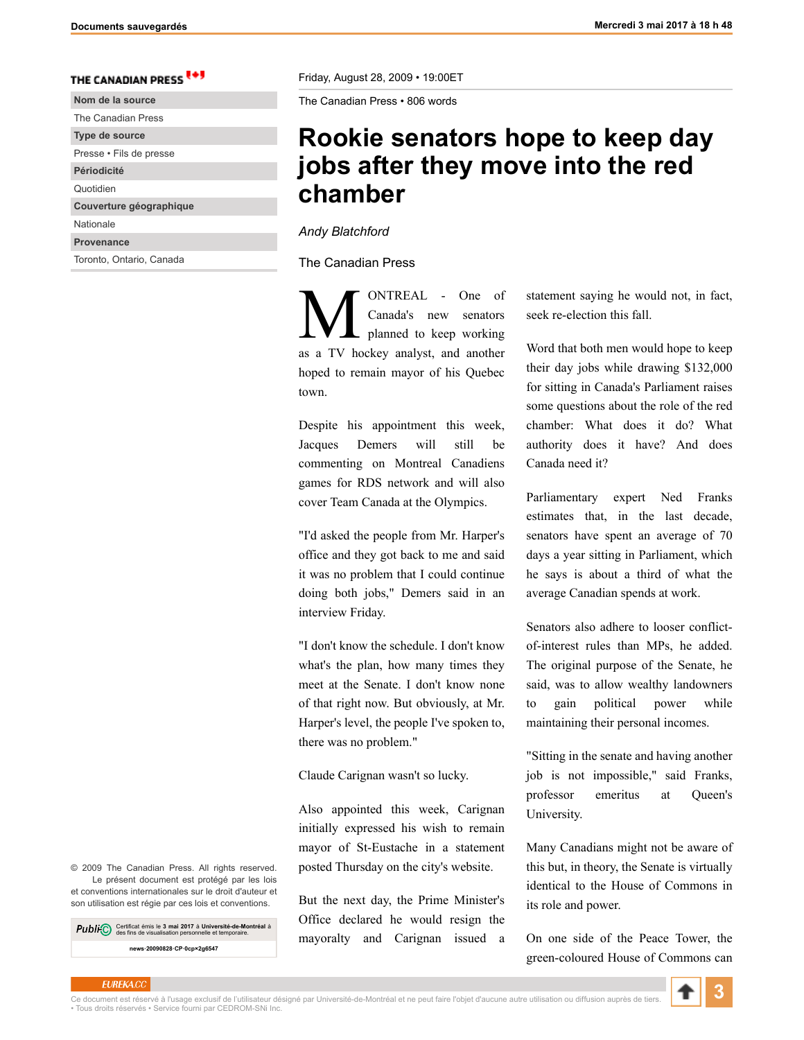THE CANADIAN PRESS

**Nom de la source**
The Canadian Press

**Type de source**
Presse • Fils de presse

**Périodicité**
Quotidien

**Couverture géographique**
Nationale

**Provenance**
Toronto, Ontario, Canada

Friday, August 28, 2009 • 19:00ET

The Canadian Press • 806 words

# Rookie senators hope to keep day jobs after they move into the red chamber

*Andy Blatchford*

The Canadian Press

MONTREAL - One of Canada's new senators planned to keep working as a TV hockey analyst, and another hoped to remain mayor of his Quebec town.

Despite his appointment this week, Jacques Demers will still be commenting on Montreal Canadiens games for RDS network and will also cover Team Canada at the Olympics.

"I'd asked the people from Mr. Harper's office and they got back to me and said it was no problem that I could continue doing both jobs," Demers said in an interview Friday.

"I don't know the schedule. I don't know what's the plan, how many times they meet at the Senate. I don't know none of that right now. But obviously, at Mr. Harper's level, the people I've spoken to, there was no problem."

Claude Carignan wasn't so lucky.

Also appointed this week, Carignan initially expressed his wish to remain mayor of St-Eustache in a statement posted Thursday on the city's website.

But the next day, the Prime Minister's Office declared he would resign the mayoralty and Carignan issued a statement saying he would not, in fact, seek re-election this fall.

Word that both men would hope to keep their day jobs while drawing $132,000 for sitting in Canada's Parliament raises some questions about the role of the red chamber: What does it do? What authority does it have? And does Canada need it?

Parliamentary expert Ned Franks estimates that, in the last decade, senators have spent an average of 70 days a year sitting in Parliament, which he says is about a third of what the average Canadian spends at work.

Senators also adhere to looser conflict-of-interest rules than MPs, he added. The original purpose of the Senate, he said, was to allow wealthy landowners to gain political power while maintaining their personal incomes.

"Sitting in the senate and having another job is not impossible," said Franks, professor emeritus at Queen's University.

Many Canadians might not be aware of this but, in theory, the Senate is virtually identical to the House of Commons in its role and power.

On one side of the Peace Tower, the green-coloured House of Commons can

© 2009 The Canadian Press. All rights reserved. Le présent document est protégé par les lois et conventions internationales sur le droit d'auteur et son utilisation est régie par ces lois et conventions.

Certificat émis le 3 mai 2017 à Université-de-Montréal à des fins de visualisation personnelle et temporaire.

news·20090828·CP·0cp×2g6547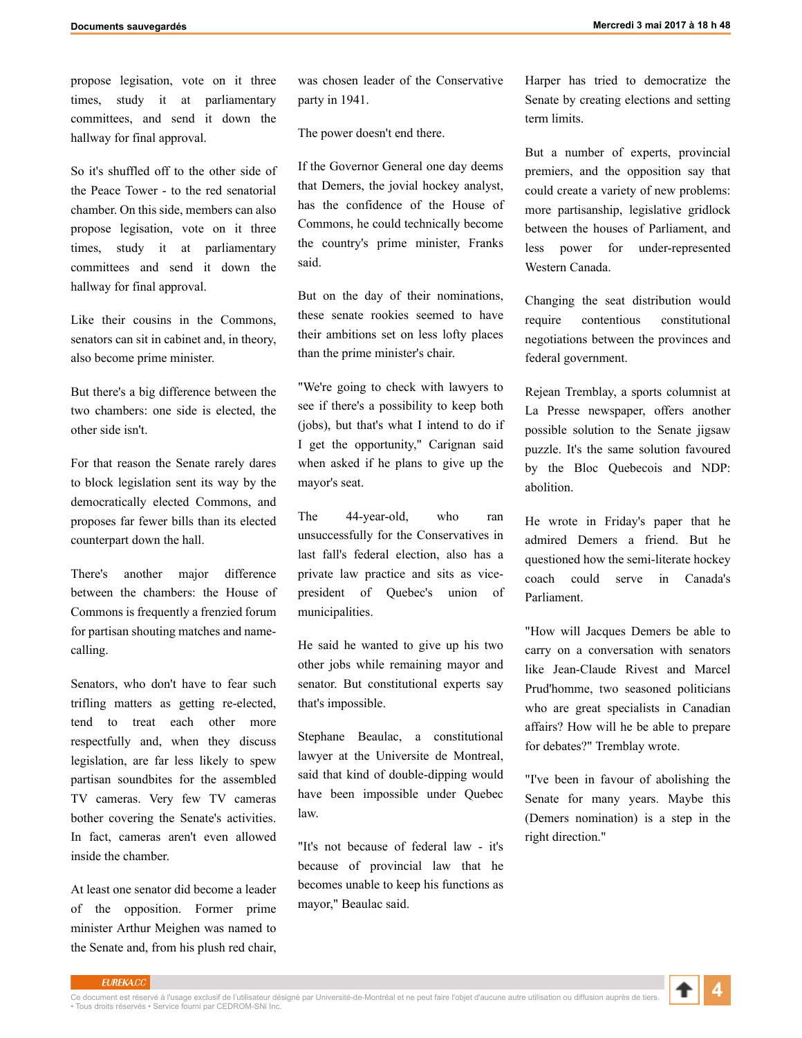propose legislation, vote on it three times, study it at parliamentary committees, and send it down the hallway for final approval.

So it's shuffled off to the other side of the Peace Tower - to the red senatorial chamber. On this side, members can also propose legislation, vote on it three times, study it at parliamentary committees and send it down the hallway for final approval.

Like their cousins in the Commons, senators can sit in cabinet and, in theory, also become prime minister.

But there's a big difference between the two chambers: one side is elected, the other side isn't.

For that reason the Senate rarely dares to block legislation sent its way by the democratically elected Commons, and proposes far fewer bills than its elected counterpart down the hall.

There's another major difference between the chambers: the House of Commons is frequently a frenzied forum for partisan shouting matches and name-calling.

Senators, who don't have to fear such trifling matters as getting re-elected, tend to treat each other more respectfully and, when they discuss legislation, are far less likely to spew partisan soundbites for the assembled TV cameras. Very few TV cameras bother covering the Senate's activities. In fact, cameras aren't even allowed inside the chamber.

At least one senator did become a leader of the opposition. Former prime minister Arthur Meighen was named to the Senate and, from his plush red chair, was chosen leader of the Conservative party in 1941.

The power doesn't end there.

If the Governor General one day deems that Demers, the jovial hockey analyst, has the confidence of the House of Commons, he could technically become the country's prime minister, Franks said.

But on the day of their nominations, these senate rookies seemed to have their ambitions set on less lofty places than the prime minister's chair.

"We're going to check with lawyers to see if there's a possibility to keep both (jobs), but that's what I intend to do if I get the opportunity," Carignan said when asked if he plans to give up the mayor's seat.

The 44-year-old, who ran unsuccessfully for the Conservatives in last fall's federal election, also has a private law practice and sits as vice-president of Quebec's union of municipalities.

He said he wanted to give up his two other jobs while remaining mayor and senator. But constitutional experts say that's impossible.

Stephane Beaulac, a constitutional lawyer at the Universite de Montreal, said that kind of double-dipping would have been impossible under Quebec law.

"It's not because of federal law - it's because of provincial law that he becomes unable to keep his functions as mayor," Beaulac said.

Harper has tried to democratize the Senate by creating elections and setting term limits.

But a number of experts, provincial premiers, and the opposition say that could create a variety of new problems: more partisanship, legislative gridlock between the houses of Parliament, and less power for under-represented Western Canada.

Changing the seat distribution would require contentious constitutional negotiations between the provinces and federal government.

Rejean Tremblay, a sports columnist at La Presse newspaper, offers another possible solution to the Senate jigsaw puzzle. It's the same solution favoured by the Bloc Quebecois and NDP: abolition.

He wrote in Friday's paper that he admired Demers a friend. But he questioned how the semi-literate hockey coach could serve in Canada's Parliament.

"How will Jacques Demers be able to carry on a conversation with senators like Jean-Claude Rivest and Marcel Prud'homme, two seasoned politicians who are great specialists in Canadian affairs? How will he be able to prepare for debates?" Tremblay wrote.

"I've been in favour of abolishing the Senate for many years. Maybe this (Demers nomination) is a step in the right direction."